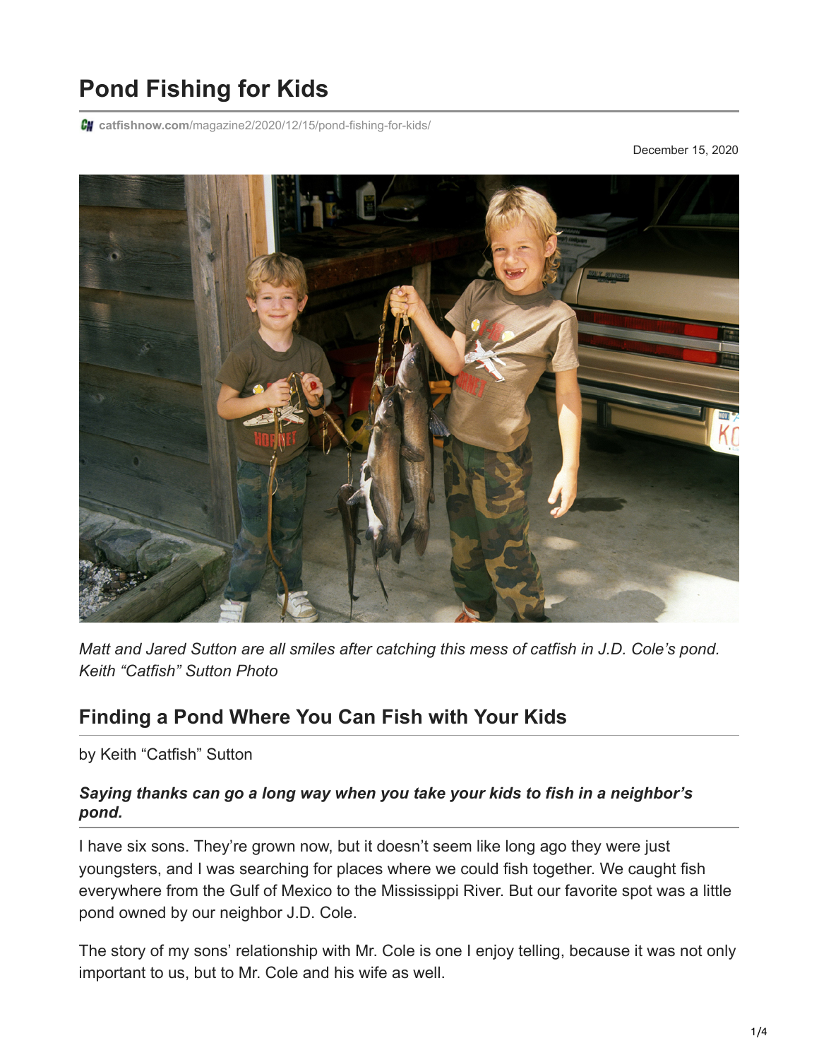# Pond Fishing for Kids

catfishnow.com/magazine2/2020/12/15/pond-fishing-for-kids/

December 15, 2020

*Matt and Jared Sutton are all smiles after catching this mess of catfish in J.D. Cole's pond. Keith "Catfish" Sutton Photo*

## Finding a Pond Where You Can Fish with Your Kids

by Keith "Catfish" Sutton

***Saying thanks can go a long way when you take your kids to fish in a neighbor's pond.***

I have six sons. They're grown now, but it doesn't seem like long ago they were just youngsters, and I was searching for places where we could fish together. We caught fish everywhere from the Gulf of Mexico to the Mississippi River. But our favorite spot was a little pond owned by our neighbor J.D. Cole.

The story of my sons' relationship with Mr. Cole is one I enjoy telling, because it was not only important to us, but to Mr. Cole and his wife as well.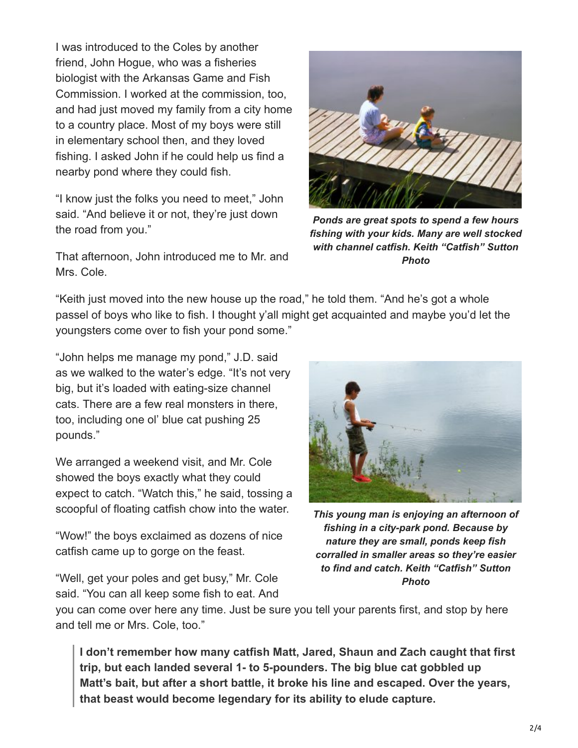I was introduced to the Coles by another friend, John Hogue, who was a fisheries biologist with the Arkansas Game and Fish Commission. I worked at the commission, too, and had just moved my family from a city home to a country place. Most of my boys were still in elementary school then, and they loved fishing. I asked John if he could help us find a nearby pond where they could fish.

"I know just the folks you need to meet," John said. "And believe it or not, they're just down the road from you."

That afternoon, John introduced me to Mr. and Mrs. Cole.

***Ponds are great spots to spend a few hours fishing with your kids. Many are well stocked with channel catfish. Keith "Catfish" Sutton Photo***

"Keith just moved into the new house up the road," he told them. "And he's got a whole passel of boys who like to fish. I thought y'all might get acquainted and maybe you'd let the youngsters come over to fish your pond some."

"John helps me manage my pond," J.D. said as we walked to the water's edge. "It's not very big, but it's loaded with eating-size channel cats. There are a few real monsters in there, too, including one ol' blue cat pushing 25 pounds."

We arranged a weekend visit, and Mr. Cole showed the boys exactly what they could expect to catch. "Watch this," he said, tossing a scoopful of floating catfish chow into the water.

"Wow!" the boys exclaimed as dozens of nice catfish came up to gorge on the feast.

"Well, get your poles and get busy," Mr. Cole said. "You can all keep some fish to eat. And you can come over here any time. Just be sure you tell your parents first, and stop by here and tell me or Mrs. Cole, too."

***This young man is enjoying an afternoon of fishing in a city-park pond. Because by nature they are small, ponds keep fish corralled in smaller areas so they're easier to find and catch. Keith "Catfish" Sutton Photo***

> **I don't remember how many catfish Matt, Jared, Shaun and Zach caught that first trip, but each landed several 1- to 5-pounders. The big blue cat gobbled up Matt's bait, but after a short battle, it broke his line and escaped. Over the years, that beast would become legendary for its ability to elude capture.**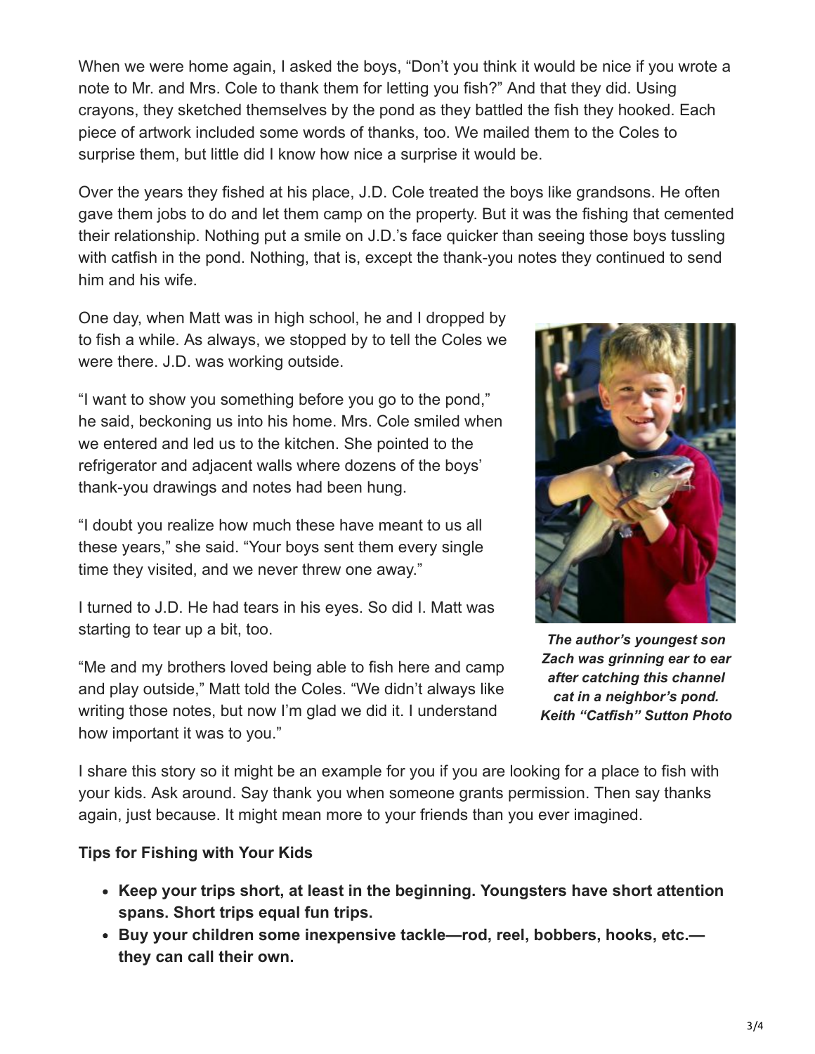When we were home again, I asked the boys, "Don't you think it would be nice if you wrote a note to Mr. and Mrs. Cole to thank them for letting you fish?" And that they did. Using crayons, they sketched themselves by the pond as they battled the fish they hooked. Each piece of artwork included some words of thanks, too. We mailed them to the Coles to surprise them, but little did I know how nice a surprise it would be.

Over the years they fished at his place, J.D. Cole treated the boys like grandsons. He often gave them jobs to do and let them camp on the property. But it was the fishing that cemented their relationship. Nothing put a smile on J.D.'s face quicker than seeing those boys tussling with catfish in the pond. Nothing, that is, except the thank-you notes they continued to send him and his wife.

One day, when Matt was in high school, he and I dropped by to fish a while. As always, we stopped by to tell the Coles we were there. J.D. was working outside.

"I want to show you something before you go to the pond," he said, beckoning us into his home. Mrs. Cole smiled when we entered and led us to the kitchen. She pointed to the refrigerator and adjacent walls where dozens of the boys' thank-you drawings and notes had been hung.

"I doubt you realize how much these have meant to us all these years," she said. "Your boys sent them every single time they visited, and we never threw one away."

I turned to J.D. He had tears in his eyes. So did I. Matt was starting to tear up a bit, too.

"Me and my brothers loved being able to fish here and camp and play outside," Matt told the Coles. "We didn't always like writing those notes, but now I'm glad we did it. I understand how important it was to you."

***The author's youngest son Zach was grinning ear to ear after catching this channel cat in a neighbor's pond. Keith "Catfish" Sutton Photo***

I share this story so it might be an example for you if you are looking for a place to fish with your kids. Ask around. Say thank you when someone grants permission. Then say thanks again, just because. It might mean more to your friends than you ever imagined.

**Tips for Fishing with Your Kids**

- **Keep your trips short, at least in the beginning. Youngsters have short attention spans. Short trips equal fun trips.**
- **Buy your children some inexpensive tackle—rod, reel, bobbers, hooks, etc.—they can call their own.**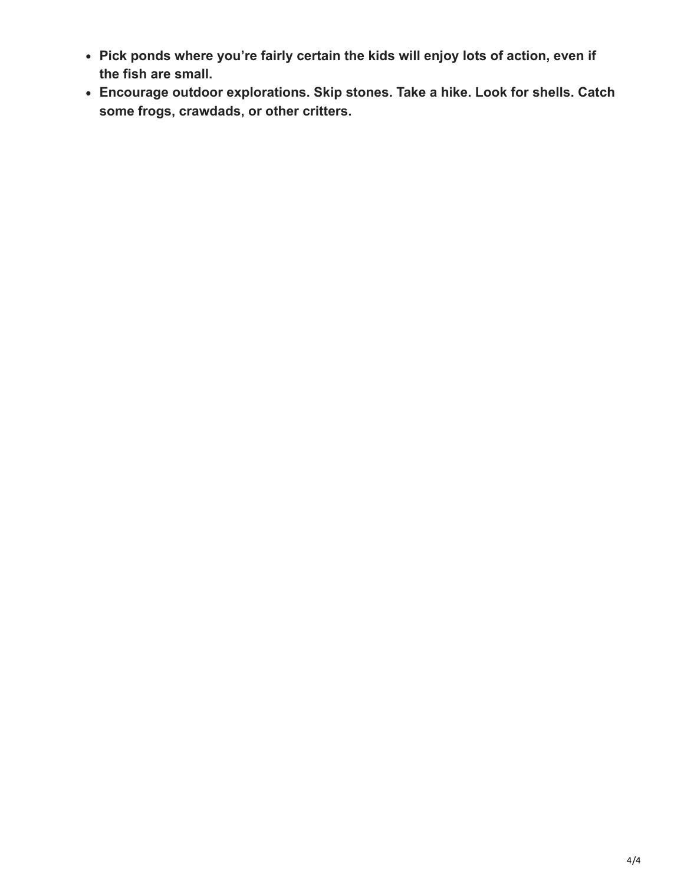- **Pick ponds where you're fairly certain the kids will enjoy lots of action, even if the fish are small.**
- **Encourage outdoor explorations. Skip stones. Take a hike. Look for shells. Catch some frogs, crawdads, or other critters.**